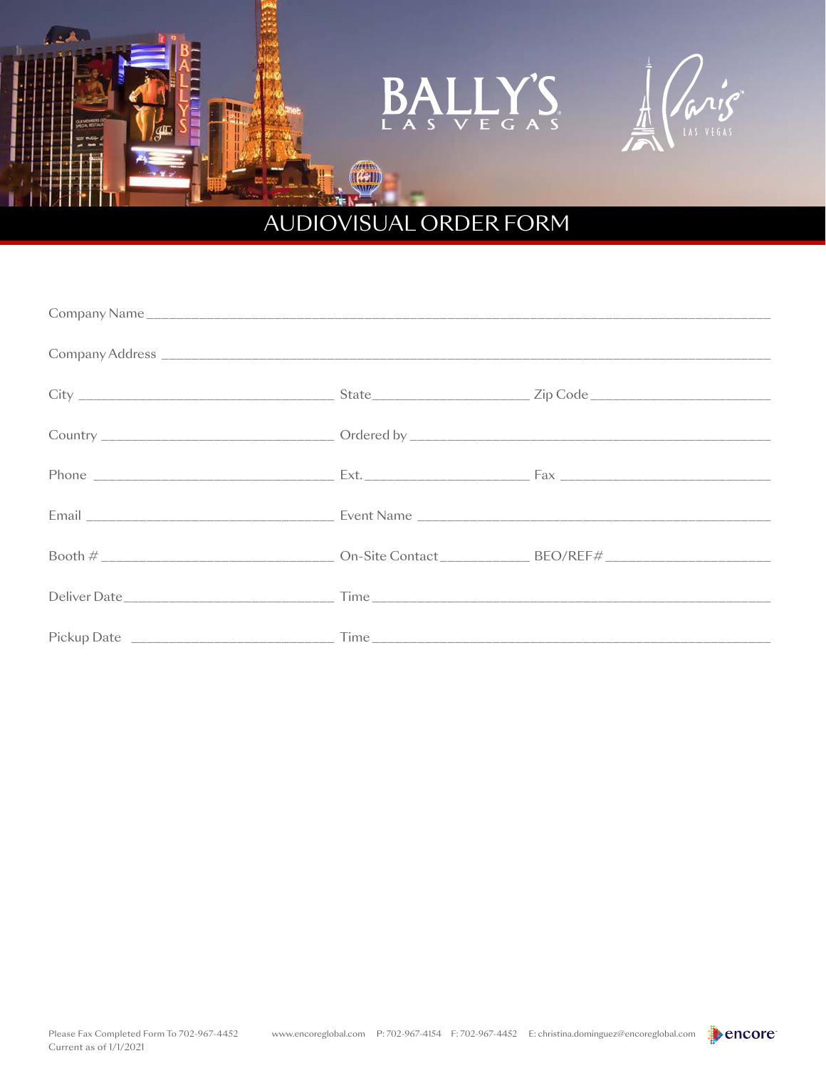BALLY'S LAS VEGAS

Paris LAS VEGAS

# AUDIOVISUAL ORDER FORM

Company Name ______________________________________________

Company Address ______________________________________________

City ____________________ State ____________________ Zip Code ____________________

Country ____________________ Ordered by ______________________________

Phone ____________________ Ext. ____________________ Fax ____________________

Email ____________________ Event Name ______________________________

Booth # ____________________ On-Site Contact ____________ BEO/REF# ____________________

Deliver Date ____________________ Time ______________________________

Pickup Date ____________________ Time ______________________________

Please Fax Completed Form To 702-967-4452
Current as of 1/1/2021

www.encoreglobal.com P: 702-967-4154 F: 702-967-4452 E: christina.dominguez@encoreglobal.com

encore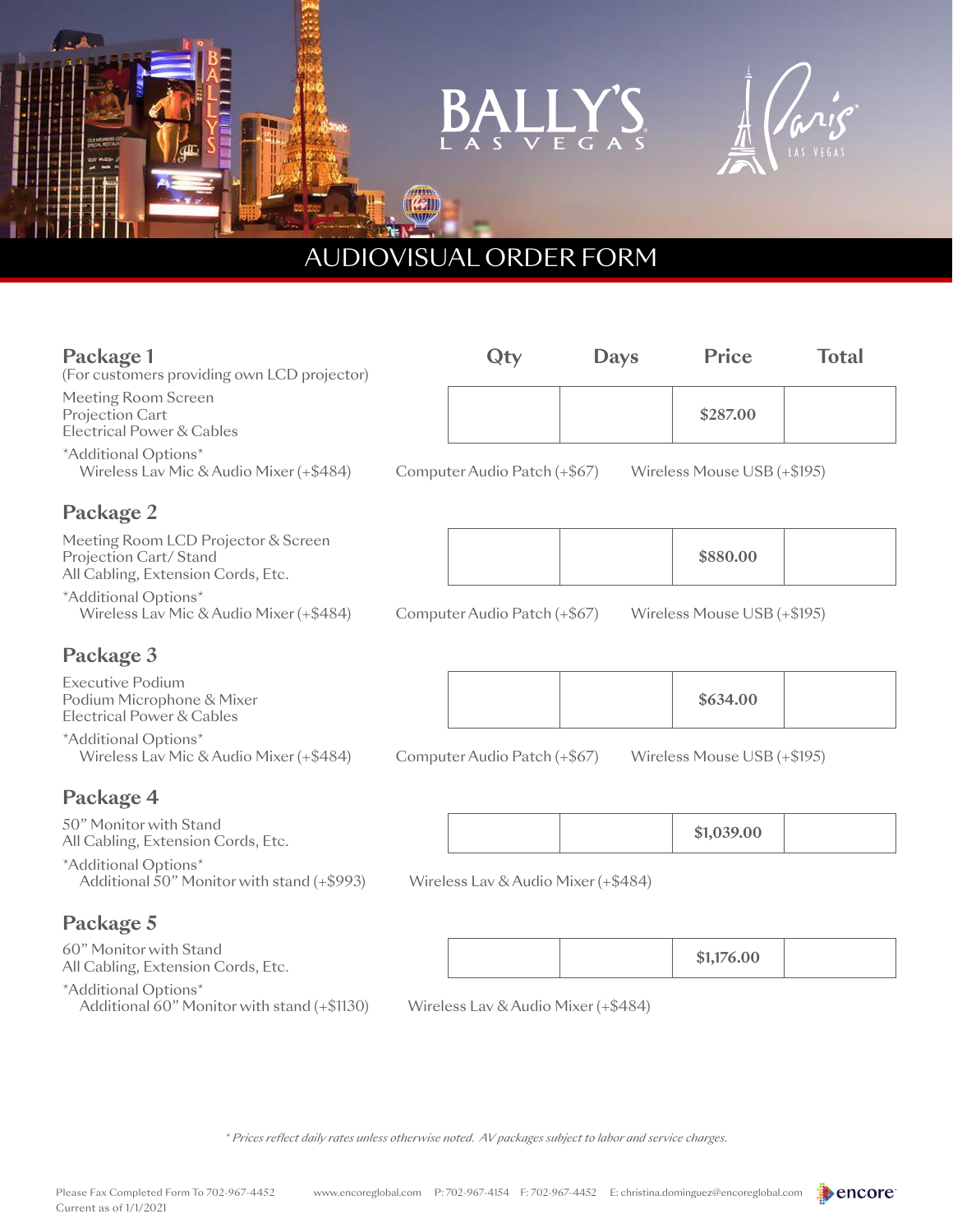BALLY'S LAS VEGAS

Paris LAS VEGAS

# AUDIOVISUAL ORDER FORM

| | Qty | Days | Price | Total |
|---|---|---|---|---|
| **Package 1** (For customers providing own LCD projector)<br>Meeting Room Screen<br>Projection Cart<br>Electrical Power & Cables | | | $287.00 | |
| **Package 2**<br>Meeting Room LCD Projector & Screen<br>Projection Cart/ Stand<br>All Cabling, Extension Cords, Etc. | | | $880.00 | |
| **Package 3**<br>Executive Podium<br>Podium Microphone & Mixer<br>Electrical Power & Cables | | | $634.00 | |
| **Package 4**<br>50" Monitor with Stand<br>All Cabling, Extension Cords, Etc. | | | $1,039.00 | |
| **Package 5**<br>60" Monitor with Stand<br>All Cabling, Extension Cords, Etc. | | | $1,176.00 | |

## Package 1
(For customers providing own LCD projector)

Meeting Room Screen
Projection Cart
Electrical Power & Cables

*Additional Options*
Wireless Lav Mic & Audio Mixer (+$484) Computer Audio Patch (+$67) Wireless Mouse USB (+$195)

## Package 2

Meeting Room LCD Projector & Screen
Projection Cart/ Stand
All Cabling, Extension Cords, Etc.

*Additional Options*
Wireless Lav Mic & Audio Mixer (+$484) Computer Audio Patch (+$67) Wireless Mouse USB (+$195)

## Package 3

Executive Podium
Podium Microphone & Mixer
Electrical Power & Cables

*Additional Options*
Wireless Lav Mic & Audio Mixer (+$484) Computer Audio Patch (+$67) Wireless Mouse USB (+$195)

## Package 4

50" Monitor with Stand
All Cabling, Extension Cords, Etc.

*Additional Options*
Additional 50" Monitor with stand (+$993) Wireless Lav & Audio Mixer (+$484)

## Package 5

60" Monitor with Stand
All Cabling, Extension Cords, Etc.

*Additional Options*
Additional 60" Monitor with stand (+$1130) Wireless Lav & Audio Mixer (+$484)

*\* Prices reflect daily rates unless otherwise noted. AV packages subject to labor and service charges.*

Please Fax Completed Form To 702-967-4452 www.encoreglobal.com P: 702-967-4154 F: 702-967-4452 E: christina.dominguez@encoreglobal.com
Current as of 1/1/2021

encore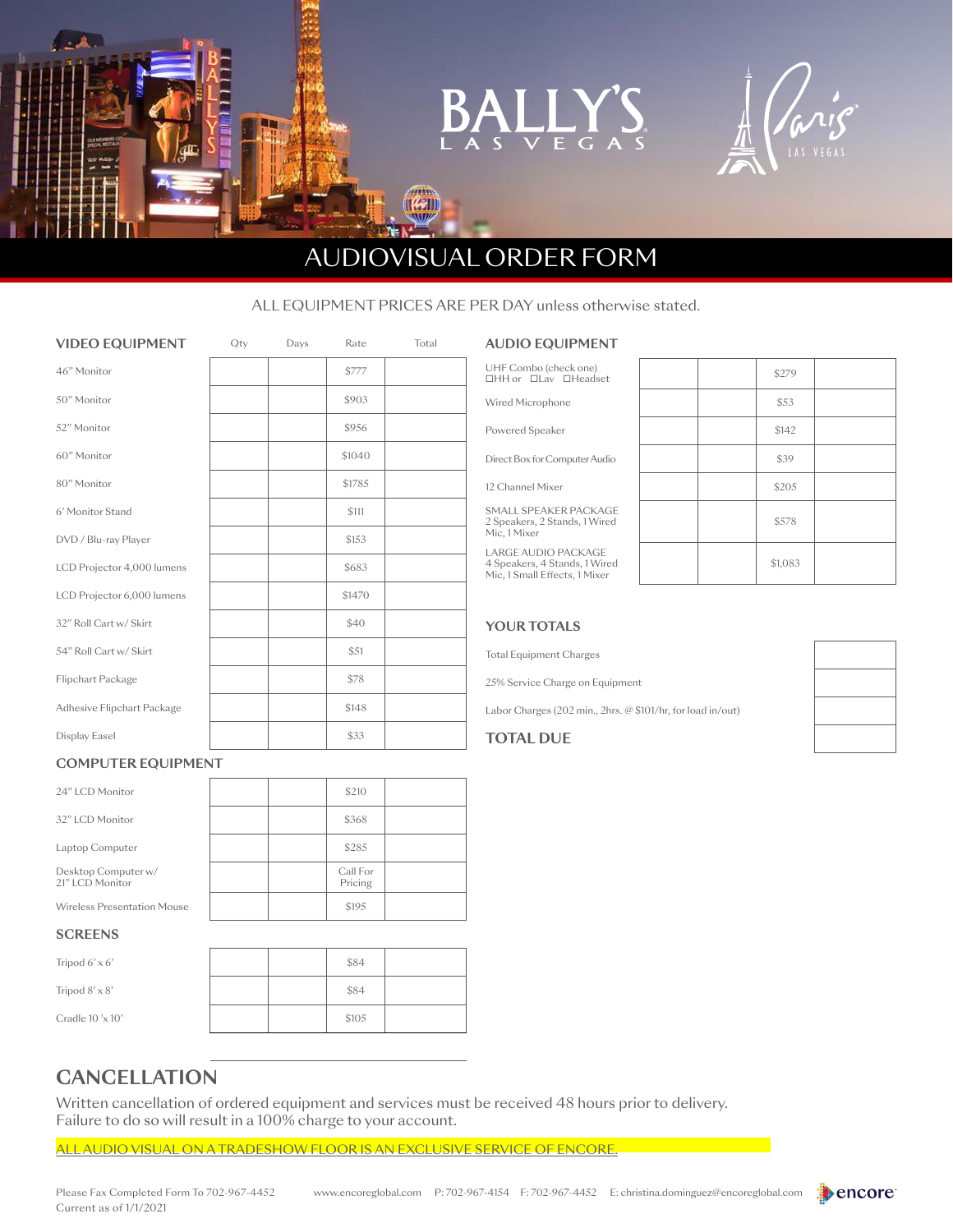BALLY'S LAS VEGAS

Paris LAS VEGAS

# AUDIOVISUAL ORDER FORM

ALL EQUIPMENT PRICES ARE PER DAY unless otherwise stated.

## VIDEO EQUIPMENT

| VIDEO EQUIPMENT | Qty | Days | Rate | Total |
|---|---|---|---|---|
| 46" Monitor | | | $777 | |
| 50" Monitor | | | $903 | |
| 52" Monitor | | | $956 | |
| 60" Monitor | | | $1040 | |
| 80" Monitor | | | $1785 | |
| 6' Monitor Stand | | | $111 | |
| DVD / Blu-ray Player | | | $153 | |
| LCD Projector 4,000 lumens | | | $683 | |
| LCD Projector 6,000 lumens | | | $1470 | |
| 32" Roll Cart w/ Skirt | | | $40 | |
| 54" Roll Cart w/ Skirt | | | $51 | |
| Flipchart Package | | | $78 | |
| Adhesive Flipchart Package | | | $148 | |
| Display Easel | | | $33 | |

## COMPUTER EQUIPMENT

| COMPUTER EQUIPMENT | Qty | Days | Rate | Total |
|---|---|---|---|---|
| 24" LCD Monitor | | | $210 | |
| 32" LCD Monitor | | | $368 | |
| Laptop Computer | | | $285 | |
| Desktop Computer w/ 21" LCD Monitor | | | Call For Pricing | |
| Wireless Presentation Mouse | | | $195 | |

## SCREENS

| SCREENS | Qty | Days | Rate | Total |
|---|---|---|---|---|
| Tripod 6' x 6' | | | $84 | |
| Tripod 8' x 8' | | | $84 | |
| Cradle 10 'x 10' | | | $105 | |

## AUDIO EQUIPMENT

| AUDIO EQUIPMENT | Qty | Days | Rate | Total |
|---|---|---|---|---|
| UHF Combo (check one) ☐HH or ☐Lav ☐Headset | | | $279 | |
| Wired Microphone | | | $53 | |
| Powered Speaker | | | $142 | |
| Direct Box for Computer Audio | | | $39 | |
| 12 Channel Mixer | | | $205 | |
| SMALL SPEAKER PACKAGE 2 Speakers, 2 Stands, 1 Wired Mic, 1 Mixer | | | $578 | |
| LARGE AUDIO PACKAGE 4 Speakers, 4 Stands, 1 Wired Mic, 1 Small Effects, 1 Mixer | | | $1,083 | |

## YOUR TOTALS

| YOUR TOTALS | |
|---|---|
| Total Equipment Charges | |
| 25% Service Charge on Equipment | |
| Labor Charges (202 min., 2hrs. @ $101/hr, for load in/out) | |
| **TOTAL DUE** | |

## CANCELLATION

Written cancellation of ordered equipment and services must be received 48 hours prior to delivery. Failure to do so will result in a 100% charge to your account.

ALL AUDIO VISUAL ON A TRADESHOW FLOOR IS AN EXCLUSIVE SERVICE OF ENCORE.

Please Fax Completed Form To 702-967-4452
Current as of 1/1/2021

www.encoreglobal.com P: 702-967-4154 F: 702-967-4452 E: christina.dominguez@encoreglobal.com

encore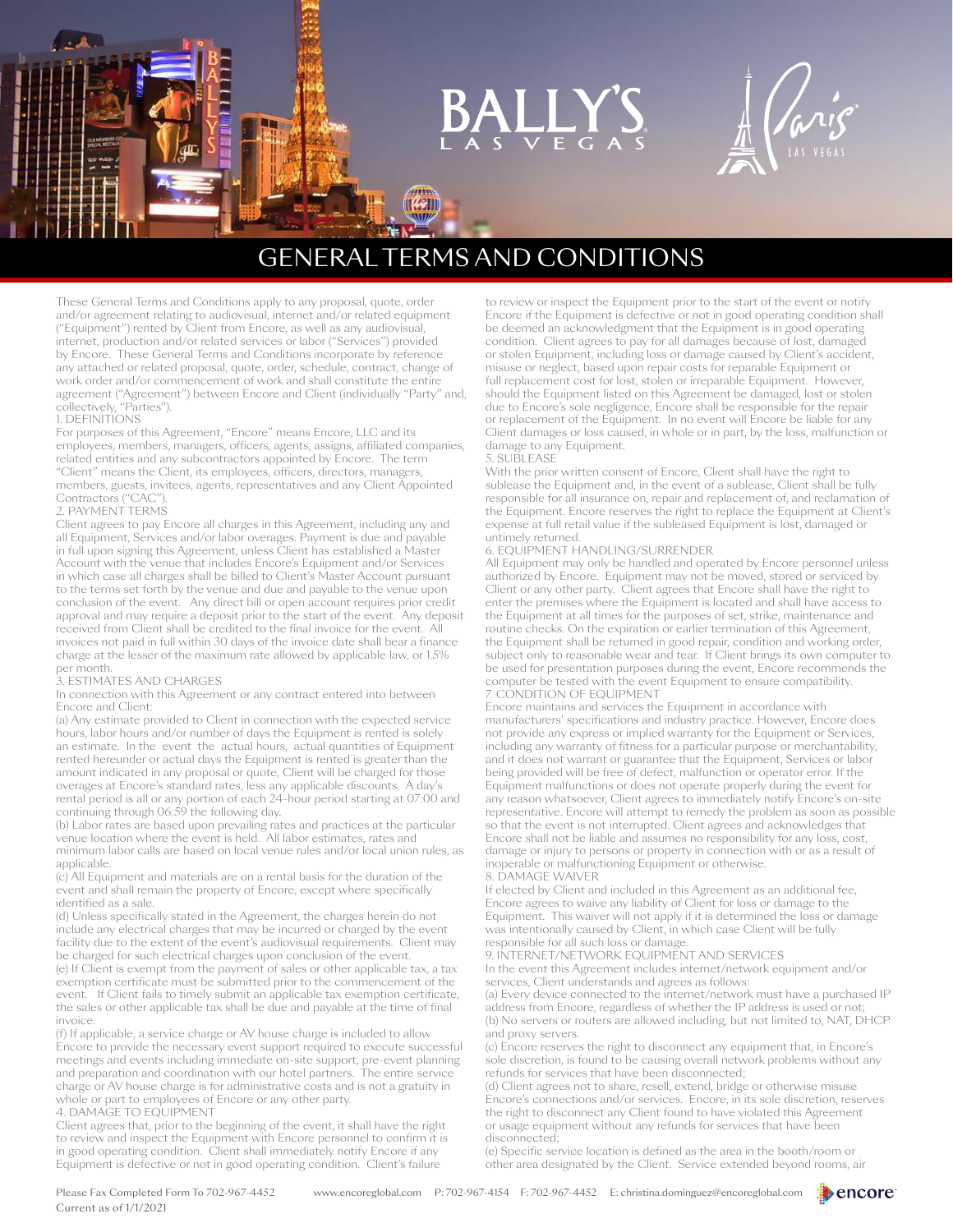# GENERAL TERMS AND CONDITIONS

These General Terms and Conditions apply to any proposal, quote, order and/or agreement relating to audiovisual, internet and/or related equipment ("Equipment") rented by Client from Encore, as well as any audiovisual, internet, production and/or related services or labor ("Services") provided by Encore. These General Terms and Conditions incorporate by reference any attached or related proposal, quote, order, schedule, contract, change of work order and/or commencement of work and shall constitute the entire agreement ("Agreement") between Encore and Client (individually "Party" and, collectively, "Parties").

1. DEFINITIONS

For purposes of this Agreement, "Encore" means Encore, LLC and its employees, members, managers, officers, agents, assigns, affiliated companies, related entities and any subcontractors appointed by Encore. The term "Client" means the Client, its employees, officers, directors, managers, members, guests, invitees, agents, representatives and any Client Appointed Contractors ("CAC").

2. PAYMENT TERMS

Client agrees to pay Encore all charges in this Agreement, including any and all Equipment, Services and/or labor overages. Payment is due and payable in full upon signing this Agreement, unless Client has established a Master Account with the venue that includes Encore's Equipment and/or Services in which case all charges shall be billed to Client's Master Account pursuant to the terms set forth by the venue and due and payable to the venue upon conclusion of the event. Any direct bill or open account requires prior credit approval and may require a deposit prior to the start of the event. Any deposit received from Client shall be credited to the final invoice for the event. All invoices not paid in full within 30 days of the invoice date shall bear a finance charge at the lesser of the maximum rate allowed by applicable law, or 1.5% per month.

3. ESTIMATES AND CHARGES

In connection with this Agreement or any contract entered into between Encore and Client:

(a) Any estimate provided to Client in connection with the expected service hours, labor hours and/or number of days the Equipment is rented is solely an estimate. In the event the actual hours, actual quantities of Equipment rented hereunder or actual days the Equipment is rented is greater than the amount indicated in any proposal or quote, Client will be charged for those overages at Encore's standard rates, less any applicable discounts. A day's rental period is all or any portion of each 24-hour period starting at 07:00 and continuing through 06:59 the following day.

(b) Labor rates are based upon prevailing rates and practices at the particular venue location where the event is held. All labor estimates, rates and minimum labor calls are based on local venue rules and/or local union rules, as applicable.

(c) All Equipment and materials are on a rental basis for the duration of the event and shall remain the property of Encore, except where specifically identified as a sale.

(d) Unless specifically stated in the Agreement, the charges herein do not include any electrical charges that may be incurred or charged by the event facility due to the extent of the event's audiovisual requirements. Client may be charged for such electrical charges upon conclusion of the event.

(e) If Client is exempt from the payment of sales or other applicable tax, a tax exemption certificate must be submitted prior to the commencement of the event. If Client fails to timely submit an applicable tax exemption certificate, the sales or other applicable tax shall be due and payable at the time of final invoice.

(f) If applicable, a service charge or AV house charge is included to allow Encore to provide the necessary event support required to execute successful meetings and events including immediate on-site support, pre-event planning and preparation and coordination with our hotel partners. The entire service charge or AV house charge is for administrative costs and is not a gratuity in whole or part to employees of Encore or any other party.

4. DAMAGE TO EQUIPMENT

Client agrees that, prior to the beginning of the event, it shall have the right to review and inspect the Equipment with Encore personnel to confirm it is in good operating condition. Client shall immediately notify Encore if any Equipment is defective or not in good operating condition. Client's failure to review or inspect the Equipment prior to the start of the event or notify Encore if the Equipment is defective or not in good operating condition shall be deemed an acknowledgment that the Equipment is in good operating condition. Client agrees to pay for all damages because of lost, damaged or stolen Equipment, including loss or damage caused by Client's accident, misuse or neglect, based upon repair costs for reparable Equipment or full replacement cost for lost, stolen or irreparable Equipment. However, should the Equipment listed on this Agreement be damaged, lost or stolen due to Encore's sole negligence, Encore shall be responsible for the repair or replacement of the Equipment. In no event will Encore be liable for any Client damages or loss caused, in whole or in part, by the loss, malfunction or damage to any Equipment.

5. SUBLEASE

With the prior written consent of Encore, Client shall have the right to sublease the Equipment and, in the event of a sublease, Client shall be fully responsible for all insurance on, repair and replacement of, and reclamation of the Equipment. Encore reserves the right to replace the Equipment at Client's expense at full retail value if the subleased Equipment is lost, damaged or untimely returned.

6. EQUIPMENT HANDLING/SURRENDER

All Equipment may only be handled and operated by Encore personnel unless authorized by Encore. Equipment may not be moved, stored or serviced by Client or any other party. Client agrees that Encore shall have the right to enter the premises where the Equipment is located and shall have access to the Equipment at all times for the purposes of set, strike, maintenance and routine checks. On the expiration or earlier termination of this Agreement, the Equipment shall be returned in good repair, condition and working order, subject only to reasonable wear and tear. If Client brings its own computer to be used for presentation purposes during the event, Encore recommends the computer be tested with the event Equipment to ensure compatibility.

7. CONDITION OF EQUIPMENT

Encore maintains and services the Equipment in accordance with manufacturers' specifications and industry practice. However, Encore does not provide any express or implied warranty for the Equipment or Services, including any warranty of fitness for a particular purpose or merchantability, and it does not warrant or guarantee that the Equipment, Services or labor being provided will be free of defect, malfunction or operator error. If the Equipment malfunctions or does not operate properly during the event for any reason whatsoever, Client agrees to immediately notify Encore's on-site representative. Encore will attempt to remedy the problem as soon as possible so that the event is not interrupted. Client agrees and acknowledges that Encore shall not be liable and assumes no responsibility for any loss, cost, damage or injury to persons or property in connection with or as a result of inoperable or malfunctioning Equipment or otherwise.

8. DAMAGE WAIVER

If elected by Client and included in this Agreement as an additional fee, Encore agrees to waive any liability of Client for loss or damage to the Equipment. This waiver will not apply if it is determined the loss or damage was intentionally caused by Client, in which case Client will be fully responsible for all such loss or damage.

9. INTERNET/NETWORK EQUIPMENT AND SERVICES

In the event this Agreement includes internet/network equipment and/or services, Client understands and agrees as follows:

(a) Every device connected to the internet/network must have a purchased IP address from Encore, regardless of whether the IP address is used or not;

(b) No servers or routers are allowed including, but not limited to, NAT, DHCP and proxy servers.

(c) Encore reserves the right to disconnect any equipment that, in Encore's sole discretion, is found to be causing overall network problems without any refunds for services that have been disconnected;

(d) Client agrees not to share, resell, extend, bridge or otherwise misuse Encore's connections and/or services. Encore, in its sole discretion, reserves the right to disconnect any Client found to have violated this Agreement or usage equipment without any refunds for services that have been disconnected;

(e) Specific service location is defined as the area in the booth/room or other area designated by the Client. Service extended beyond rooms, air

Please Fax Completed Form To 702-967-4452
Current as of 1/1/2021

www.encoreglobal.com P: 702-967-4154 F: 702-967-4452 E: christina.dominguez@encoreglobal.com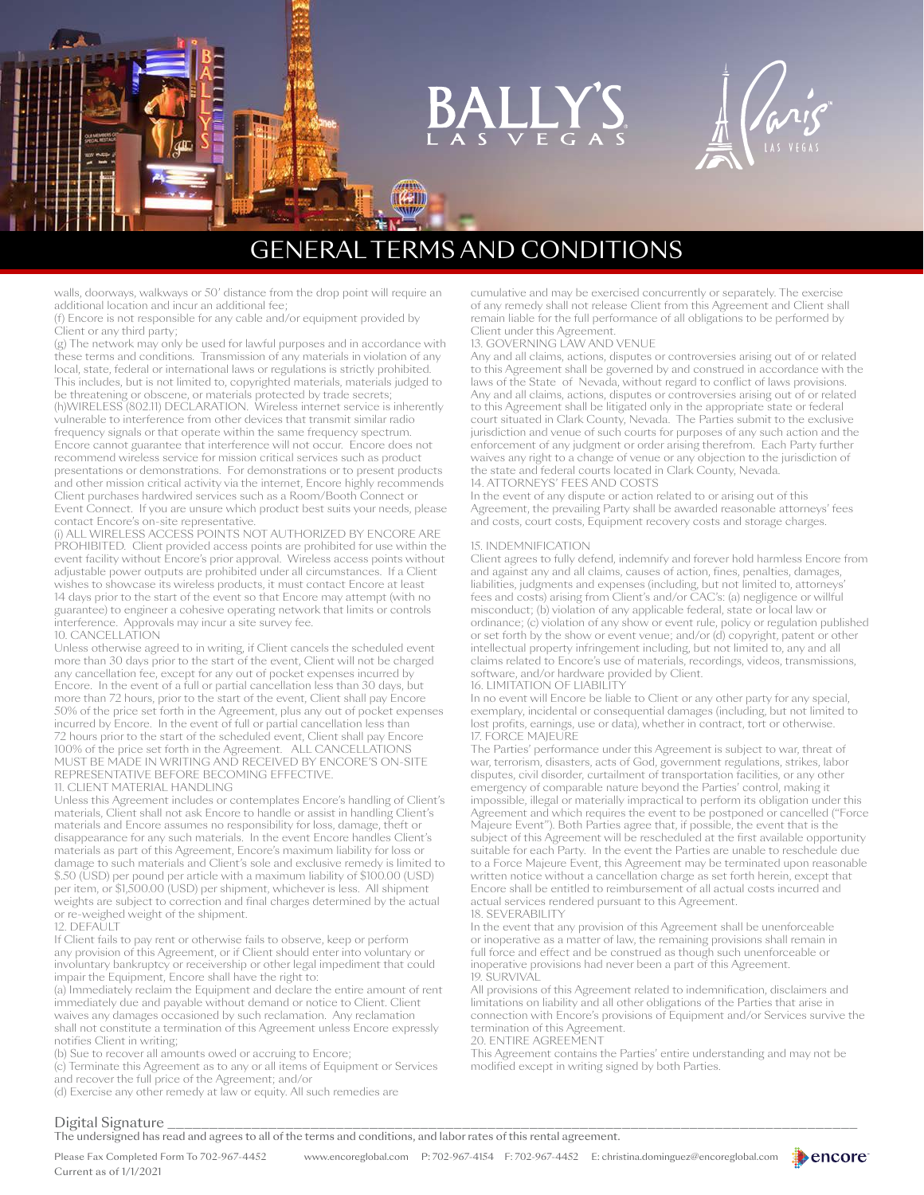# GENERAL TERMS AND CONDITIONS

walls, doorways, walkways or 50' distance from the drop point will require an additional location and incur an additional fee;

(f) Encore is not responsible for any cable and/or equipment provided by Client or any third party;

(g) The network may only be used for lawful purposes and in accordance with these terms and conditions. Transmission of any materials in violation of any local, state, federal or international laws or regulations is strictly prohibited. This includes, but is not limited to, copyrighted materials, materials judged to be threatening or obscene, or materials protected by trade secrets;

(h)WIRELESS (802.11) DECLARATION. Wireless internet service is inherently vulnerable to interference from other devices that transmit similar radio frequency signals or that operate within the same frequency spectrum. Encore cannot guarantee that interference will not occur. Encore does not recommend wireless service for mission critical services such as product presentations or demonstrations. For demonstrations or to present products and other mission critical activity via the internet, Encore highly recommends Client purchases hardwired services such as a Room/Booth Connect or Event Connect. If you are unsure which product best suits your needs, please contact Encore's on-site representative.

(i) ALL WIRELESS ACCESS POINTS NOT AUTHORIZED BY ENCORE ARE PROHIBITED. Client provided access points are prohibited for use within the event facility without Encore's prior approval. Wireless access points without adjustable power outputs are prohibited under all circumstances. If a Client wishes to showcase its wireless products, it must contact Encore at least 14 days prior to the start of the event so that Encore may attempt (with no guarantee) to engineer a cohesive operating network that limits or controls interference. Approvals may incur a site survey fee.

10. CANCELLATION

Unless otherwise agreed to in writing, if Client cancels the scheduled event more than 30 days prior to the start of the event, Client will not be charged any cancellation fee, except for any out of pocket expenses incurred by Encore. In the event of a full or partial cancellation less than 30 days, but more than 72 hours, prior to the start of the event, Client shall pay Encore 50% of the price set forth in the Agreement, plus any out of pocket expenses incurred by Encore. In the event of full or partial cancellation less than 72 hours prior to the start of the scheduled event, Client shall pay Encore 100% of the price set forth in the Agreement. ALL CANCELLATIONS MUST BE MADE IN WRITING AND RECEIVED BY ENCORE'S ON-SITE REPRESENTATIVE BEFORE BECOMING EFFECTIVE.

11. CLIENT MATERIAL HANDLING

Unless this Agreement includes or contemplates Encore's handling of Client's materials, Client shall not ask Encore to handle or assist in handling Client's materials and Encore assumes no responsibility for loss, damage, theft or disappearance for any such materials. In the event Encore handles Client's materials as part of this Agreement, Encore's maximum liability for loss or damage to such materials and Client's sole and exclusive remedy is limited to $.50 (USD) per pound per article with a maximum liability of $100.00 (USD) per item, or $1,500.00 (USD) per shipment, whichever is less. All shipment weights are subject to correction and final charges determined by the actual or re-weighed weight of the shipment.

12. DEFAULT

If Client fails to pay rent or otherwise fails to observe, keep or perform any provision of this Agreement, or if Client should enter into voluntary or involuntary bankruptcy or receivership or other legal impediment that could impair the Equipment, Encore shall have the right to:

(a) Immediately reclaim the Equipment and declare the entire amount of rent immediately due and payable without demand or notice to Client. Client waives any damages occasioned by such reclamation. Any reclamation shall not constitute a termination of this Agreement unless Encore expressly notifies Client in writing;

(b) Sue to recover all amounts owed or accruing to Encore;

(c) Terminate this Agreement as to any or all items of Equipment or Services and recover the full price of the Agreement; and/or

(d) Exercise any other remedy at law or equity. All such remedies are cumulative and may be exercised concurrently or separately. The exercise of any remedy shall not release Client from this Agreement and Client shall remain liable for the full performance of all obligations to be performed by Client under this Agreement.

13. GOVERNING LAW AND VENUE

Any and all claims, actions, disputes or controversies arising out of or related to this Agreement shall be governed by and construed in accordance with the laws of the State of Nevada, without regard to conflict of laws provisions. Any and all claims, actions, disputes or controversies arising out of or related to this Agreement shall be litigated only in the appropriate state or federal court situated in Clark County, Nevada. The Parties submit to the exclusive jurisdiction and venue of such courts for purposes of any such action and the enforcement of any judgment or order arising therefrom. Each Party further waives any right to a change of venue or any objection to the jurisdiction of the state and federal courts located in Clark County, Nevada.

14. ATTORNEYS' FEES AND COSTS

In the event of any dispute or action related to or arising out of this Agreement, the prevailing Party shall be awarded reasonable attorneys' fees and costs, court costs, Equipment recovery costs and storage charges.

15. INDEMNIFICATION

Client agrees to fully defend, indemnify and forever hold harmless Encore from and against any and all claims, causes of action, fines, penalties, damages, liabilities, judgments and expenses (including, but not limited to, attorneys' fees and costs) arising from Client's and/or CAC's: (a) negligence or willful misconduct; (b) violation of any applicable federal, state or local law or ordinance; (c) violation of any show or event rule, policy or regulation published or set forth by the show or event venue; and/or (d) copyright, patent or other intellectual property infringement including, but not limited to, any and all claims related to Encore's use of materials, recordings, videos, transmissions, software, and/or hardware provided by Client.

16. LIMITATION OF LIABILITY

In no event will Encore be liable to Client or any other party for any special, exemplary, incidental or consequential damages (including, but not limited to lost profits, earnings, use or data), whether in contract, tort or otherwise.

17. FORCE MAJEURE

The Parties' performance under this Agreement is subject to war, threat of war, terrorism, disasters, acts of God, government regulations, strikes, labor disputes, civil disorder, curtailment of transportation facilities, or any other emergency of comparable nature beyond the Parties' control, making it impossible, illegal or materially impractical to perform its obligation under this Agreement and which requires the event to be postponed or cancelled ("Force Majeure Event"). Both Parties agree that, if possible, the event that is the subject of this Agreement will be rescheduled at the first available opportunity suitable for each Party. In the event the Parties are unable to reschedule due to a Force Majeure Event, this Agreement may be terminated upon reasonable written notice without a cancellation charge as set forth herein, except that Encore shall be entitled to reimbursement of all actual costs incurred and actual services rendered pursuant to this Agreement.

18. SEVERABILITY

In the event that any provision of this Agreement shall be unenforceable or inoperative as a matter of law, the remaining provisions shall remain in full force and effect and be construed as though such unenforceable or inoperative provisions had never been a part of this Agreement.

19. SURVIVAL

All provisions of this Agreement related to indemnification, disclaimers and limitations on liability and all other obligations of the Parties that arise in connection with Encore's provisions of Equipment and/or Services survive the termination of this Agreement.

20. ENTIRE AGREEMENT

This Agreement contains the Parties' entire understanding and may not be modified except in writing signed by both Parties.

Digital Signature ____________________________________________

The undersigned has read and agrees to all of the terms and conditions, and labor rates of this rental agreement.

Please Fax Completed Form To 702-967-4452 www.encoreglobal.com P: 702-967-4154 F: 702-967-4452 E: christina.dominguez@encoreglobal.com

Current as of 1/1/2021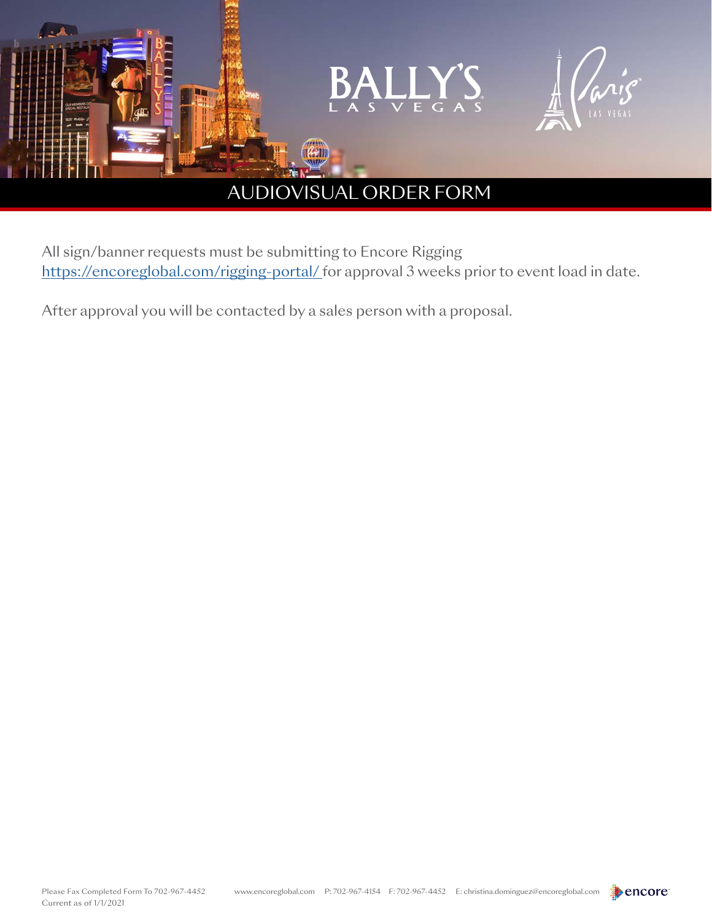# AUDIOVISUAL ORDER FORM

All sign/banner requests must be submitting to Encore Rigging https://encoreglobal.com/rigging-portal/ for approval 3 weeks prior to event load in date.

After approval you will be contacted by a sales person with a proposal.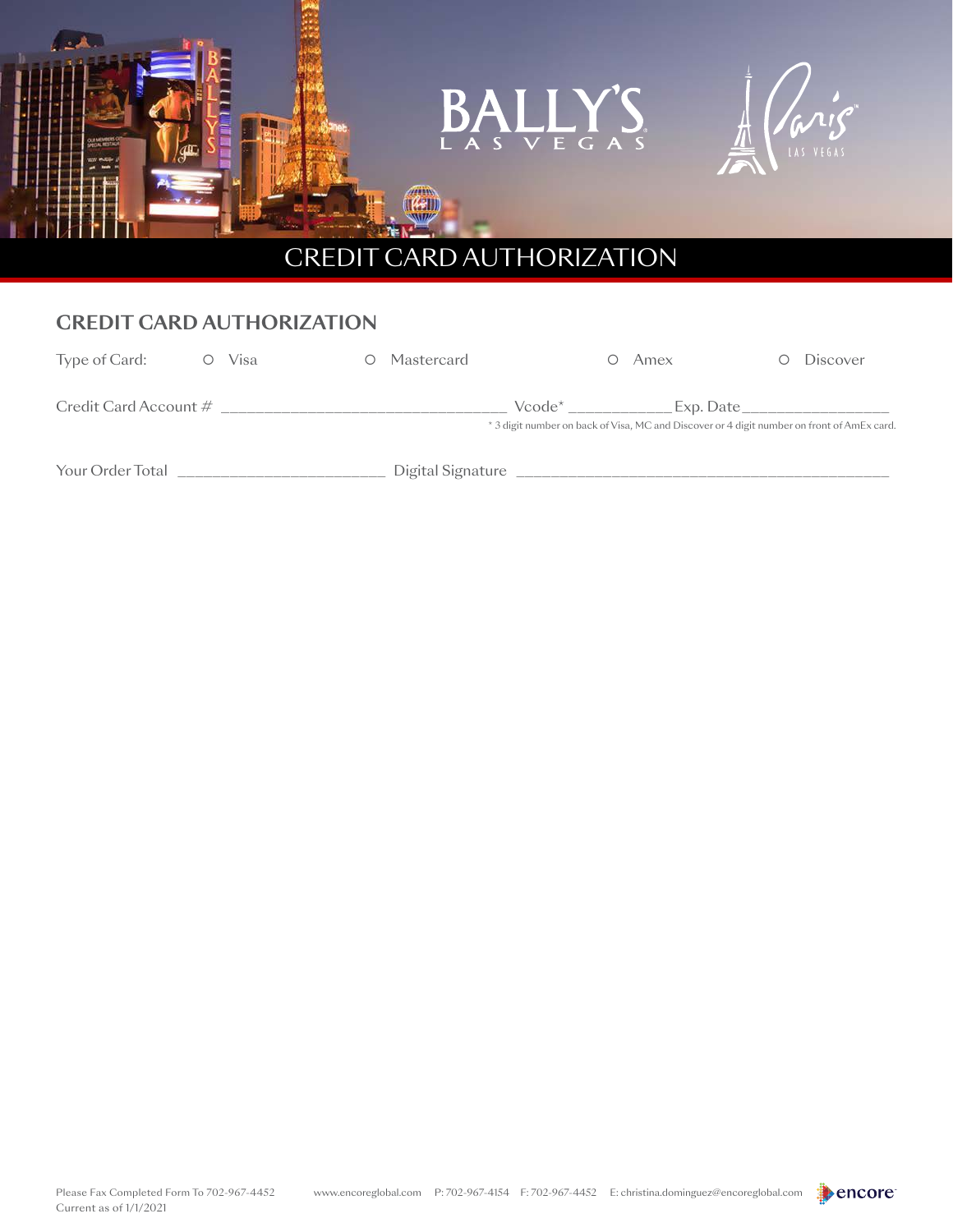BALLY'S LAS VEGAS

Paris LAS VEGAS

# CREDIT CARD AUTHORIZATION

## CREDIT CARD AUTHORIZATION

Type of Card: ○ Visa ○ Mastercard ○ Amex ○ Discover

Credit Card Account # ________________________________ Vcode* ___________ Exp. Date________________

* 3 digit number on back of Visa, MC and Discover or 4 digit number on front of AmEx card.

Your Order Total _______________________ Digital Signature __________________________________________

Please Fax Completed Form To 702-967-4452
Current as of 1/1/2021

www.encoreglobal.com P: 702-967-4154 F: 702-967-4452 E: christina.dominguez@encoreglobal.com

encore